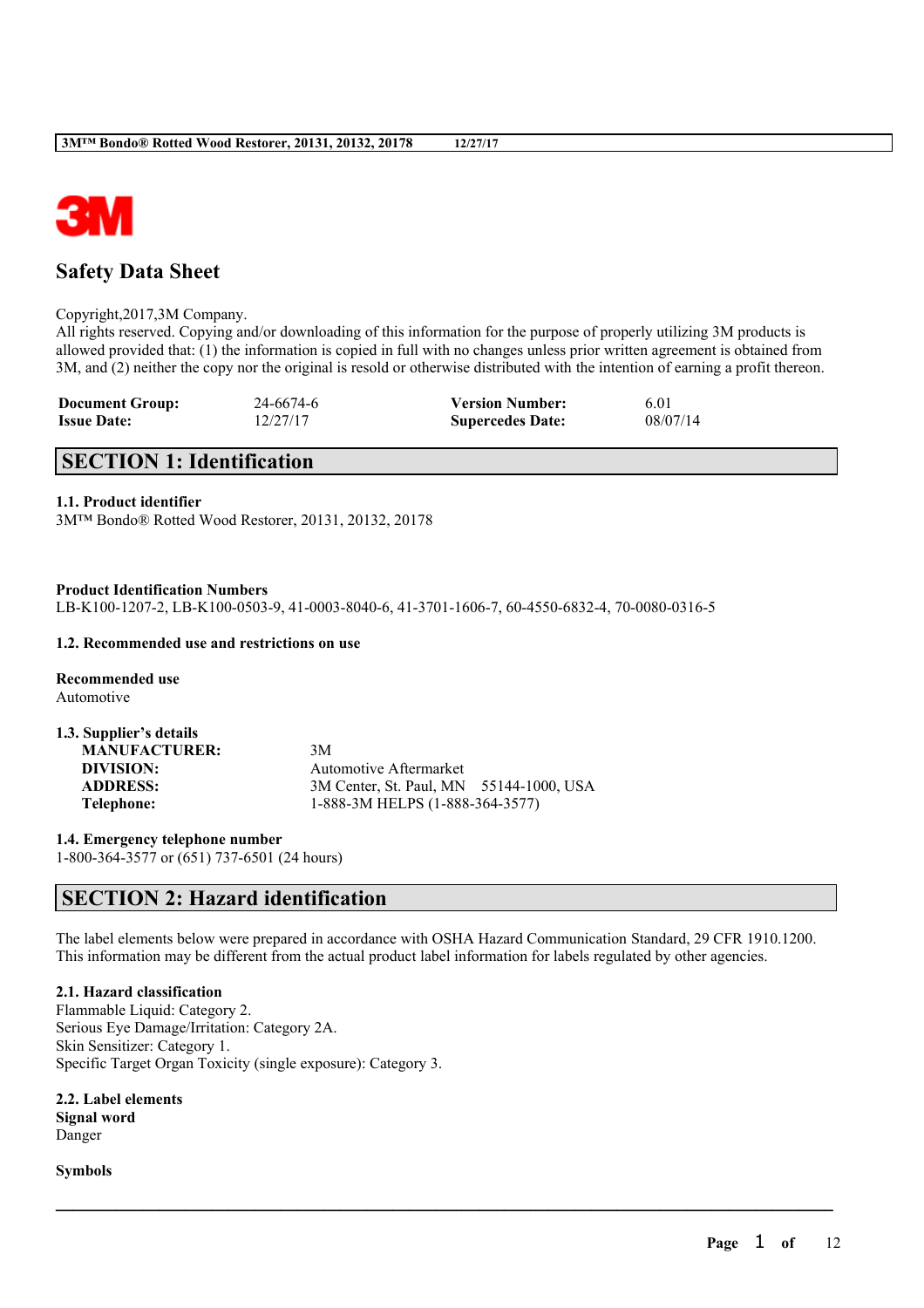# Safety Data Sheet

Copyright,2017,3M Company.
All rights reserved. Copying and/or downloading of this information for the purpose of properly utilizing 3M products is allowed provided that: (1) the information is copied in full with no changes unless prior written agreement is obtained from 3M, and (2) neither the copy nor the original is resold or otherwise distributed with the intention of earning a profit thereon.

| | | | |
|---|---|---|---|
| **Document Group:** | 24-6674-6 | **Version Number:** | 6.01 |
| **Issue Date:** | 12/27/17 | **Supercedes Date:** | 08/07/14 |

## SECTION 1: Identification

### 1.1. Product identifier

3M™ Bondo® Rotted Wood Restorer, 20131, 20132, 20178

**Product Identification Numbers**

LB-K100-1207-2, LB-K100-0503-9, 41-0003-8040-6, 41-3701-1606-7, 60-4550-6832-4, 70-0080-0316-5

### 1.2. Recommended use and restrictions on use

**Recommended use**

Automotive

### 1.3. Supplier's details

| | |
|---|---|
| **MANUFACTURER:** | 3M |
| **DIVISION:** | Automotive Aftermarket |
| **ADDRESS:** | 3M Center, St. Paul, MN 55144-1000, USA |
| **Telephone:** | 1-888-3M HELPS (1-888-364-3577) |

### 1.4. Emergency telephone number

1-800-364-3577 or (651) 737-6501 (24 hours)

## SECTION 2: Hazard identification

The label elements below were prepared in accordance with OSHA Hazard Communication Standard, 29 CFR 1910.1200. This information may be different from the actual product label information for labels regulated by other agencies.

### 2.1. Hazard classification

Flammable Liquid: Category 2.
Serious Eye Damage/Irritation: Category 2A.
Skin Sensitizer: Category 1.
Specific Target Organ Toxicity (single exposure): Category 3.

### 2.2. Label elements

**Signal word**

Danger

**Symbols**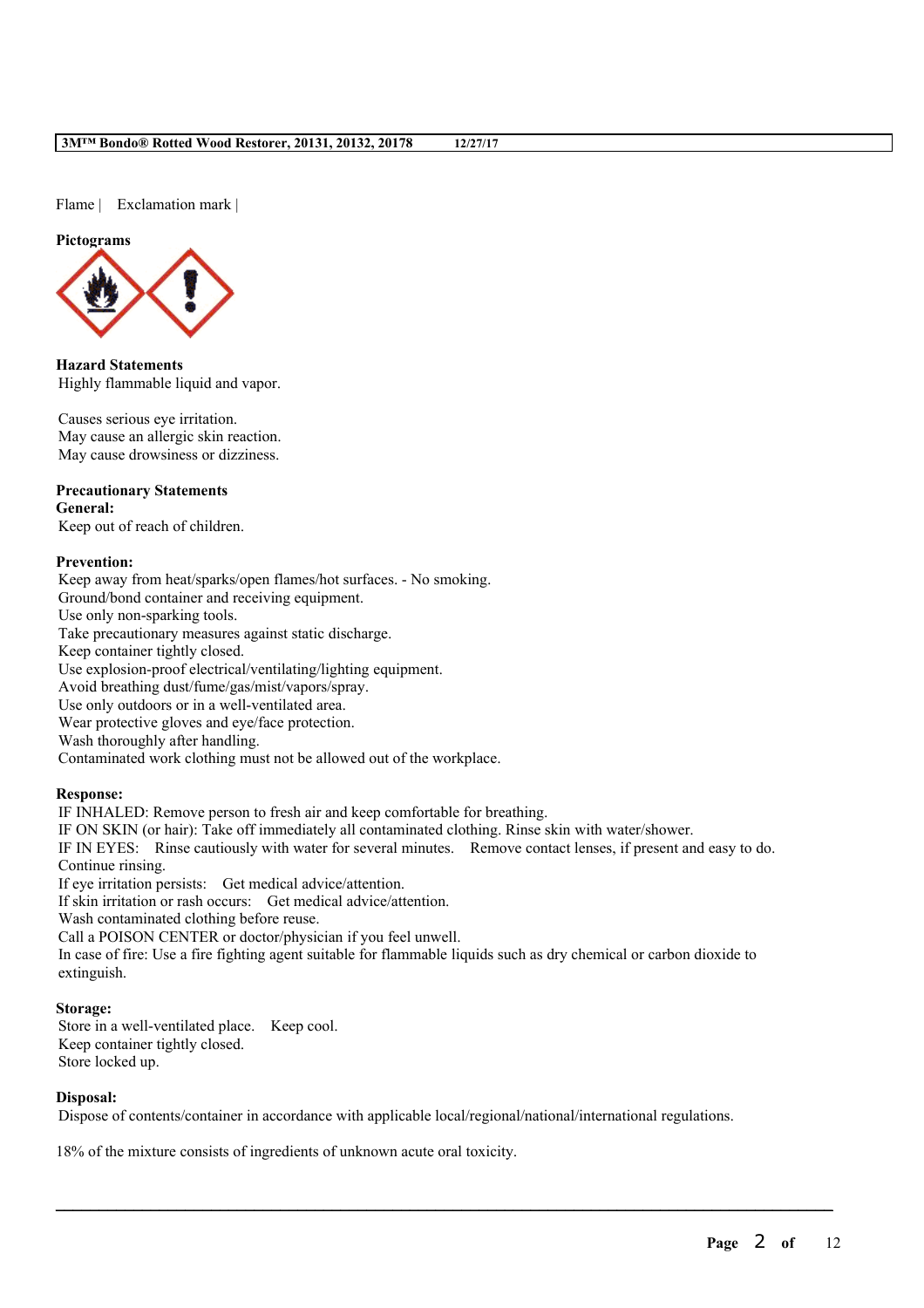Flame | Exclamation mark |

**Pictograms**

**Hazard Statements**
Highly flammable liquid and vapor.

Causes serious eye irritation.
May cause an allergic skin reaction.
May cause drowsiness or dizziness.

**Precautionary Statements**
**General:**
Keep out of reach of children.

**Prevention:**
Keep away from heat/sparks/open flames/hot surfaces. - No smoking.
Ground/bond container and receiving equipment.
Use only non-sparking tools.
Take precautionary measures against static discharge.
Keep container tightly closed.
Use explosion-proof electrical/ventilating/lighting equipment.
Avoid breathing dust/fume/gas/mist/vapors/spray.
Use only outdoors or in a well-ventilated area.
Wear protective gloves and eye/face protection.
Wash thoroughly after handling.
Contaminated work clothing must not be allowed out of the workplace.

**Response:**
IF INHALED: Remove person to fresh air and keep comfortable for breathing.
IF ON SKIN (or hair): Take off immediately all contaminated clothing. Rinse skin with water/shower.
IF IN EYES: Rinse cautiously with water for several minutes. Remove contact lenses, if present and easy to do. Continue rinsing.
If eye irritation persists: Get medical advice/attention.
If skin irritation or rash occurs: Get medical advice/attention.
Wash contaminated clothing before reuse.
Call a POISON CENTER or doctor/physician if you feel unwell.
In case of fire: Use a fire fighting agent suitable for flammable liquids such as dry chemical or carbon dioxide to extinguish.

**Storage:**
Store in a well-ventilated place. Keep cool.
Keep container tightly closed.
Store locked up.

**Disposal:**
Dispose of contents/container in accordance with applicable local/regional/national/international regulations.

18% of the mixture consists of ingredients of unknown acute oral toxicity.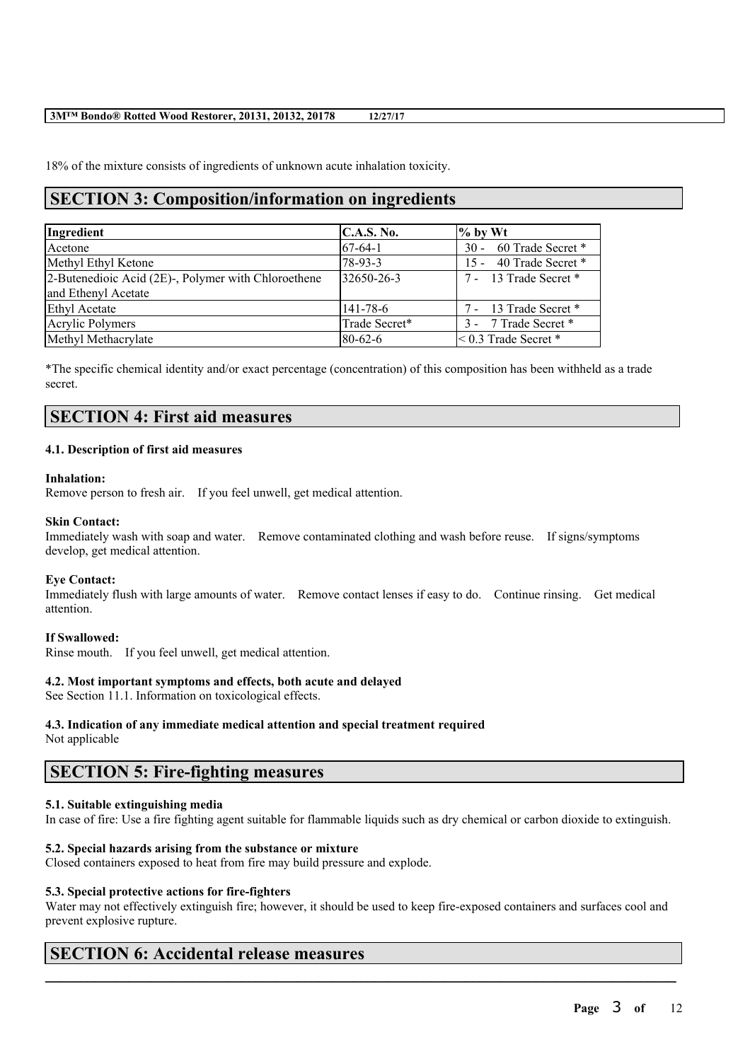18% of the mixture consists of ingredients of unknown acute inhalation toxicity.

## SECTION 3: Composition/information on ingredients

| Ingredient | C.A.S. No. | % by Wt |
|---|---|---|
| Acetone | 67-64-1 | 30 - 60 Trade Secret * |
| Methyl Ethyl Ketone | 78-93-3 | 15 - 40 Trade Secret * |
| 2-Butenedioic Acid (2E)-, Polymer with Chloroethene and Ethenyl Acetate | 32650-26-3 | 7 - 13 Trade Secret * |
| Ethyl Acetate | 141-78-6 | 7 - 13 Trade Secret * |
| Acrylic Polymers | Trade Secret* | 3 - 7 Trade Secret * |
| Methyl Methacrylate | 80-62-6 | < 0.3 Trade Secret * |

*The specific chemical identity and/or exact percentage (concentration) of this composition has been withheld as a trade secret.

## SECTION 4: First aid measures

### 4.1. Description of first aid measures

**Inhalation:**
Remove person to fresh air. If you feel unwell, get medical attention.

**Skin Contact:**
Immediately wash with soap and water. Remove contaminated clothing and wash before reuse. If signs/symptoms develop, get medical attention.

**Eye Contact:**
Immediately flush with large amounts of water. Remove contact lenses if easy to do. Continue rinsing. Get medical attention.

**If Swallowed:**
Rinse mouth. If you feel unwell, get medical attention.

### 4.2. Most important symptoms and effects, both acute and delayed
See Section 11.1. Information on toxicological effects.

### 4.3. Indication of any immediate medical attention and special treatment required
Not applicable

## SECTION 5: Fire-fighting measures

### 5.1. Suitable extinguishing media
In case of fire: Use a fire fighting agent suitable for flammable liquids such as dry chemical or carbon dioxide to extinguish.

### 5.2. Special hazards arising from the substance or mixture
Closed containers exposed to heat from fire may build pressure and explode.

### 5.3. Special protective actions for fire-fighters
Water may not effectively extinguish fire; however, it should be used to keep fire-exposed containers and surfaces cool and prevent explosive rupture.

## SECTION 6: Accidental release measures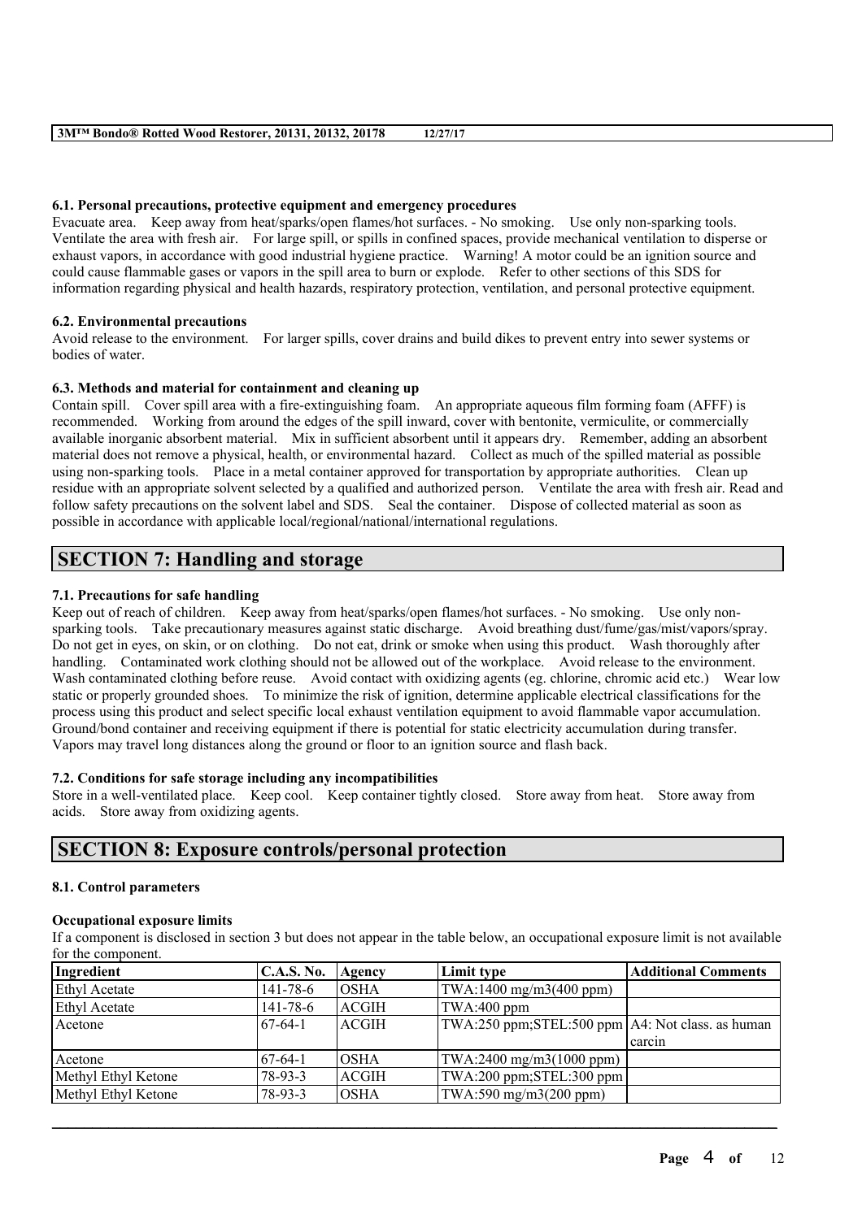#### 6.1. Personal precautions, protective equipment and emergency procedures

Evacuate area. Keep away from heat/sparks/open flames/hot surfaces. - No smoking. Use only non-sparking tools. Ventilate the area with fresh air. For large spill, or spills in confined spaces, provide mechanical ventilation to disperse or exhaust vapors, in accordance with good industrial hygiene practice. Warning! A motor could be an ignition source and could cause flammable gases or vapors in the spill area to burn or explode. Refer to other sections of this SDS for information regarding physical and health hazards, respiratory protection, ventilation, and personal protective equipment.

#### 6.2. Environmental precautions

Avoid release to the environment. For larger spills, cover drains and build dikes to prevent entry into sewer systems or bodies of water.

#### 6.3. Methods and material for containment and cleaning up

Contain spill. Cover spill area with a fire-extinguishing foam. An appropriate aqueous film forming foam (AFFF) is recommended. Working from around the edges of the spill inward, cover with bentonite, vermiculite, or commercially available inorganic absorbent material. Mix in sufficient absorbent until it appears dry. Remember, adding an absorbent material does not remove a physical, health, or environmental hazard. Collect as much of the spilled material as possible using non-sparking tools. Place in a metal container approved for transportation by appropriate authorities. Clean up residue with an appropriate solvent selected by a qualified and authorized person. Ventilate the area with fresh air. Read and follow safety precautions on the solvent label and SDS. Seal the container. Dispose of collected material as soon as possible in accordance with applicable local/regional/national/international regulations.

## SECTION 7: Handling and storage

#### 7.1. Precautions for safe handling

Keep out of reach of children. Keep away from heat/sparks/open flames/hot surfaces. - No smoking. Use only non-sparking tools. Take precautionary measures against static discharge. Avoid breathing dust/fume/gas/mist/vapors/spray. Do not get in eyes, on skin, or on clothing. Do not eat, drink or smoke when using this product. Wash thoroughly after handling. Contaminated work clothing should not be allowed out of the workplace. Avoid release to the environment. Wash contaminated clothing before reuse. Avoid contact with oxidizing agents (eg. chlorine, chromic acid etc.) Wear low static or properly grounded shoes. To minimize the risk of ignition, determine applicable electrical classifications for the process using this product and select specific local exhaust ventilation equipment to avoid flammable vapor accumulation. Ground/bond container and receiving equipment if there is potential for static electricity accumulation during transfer. Vapors may travel long distances along the ground or floor to an ignition source and flash back.

#### 7.2. Conditions for safe storage including any incompatibilities

Store in a well-ventilated place. Keep cool. Keep container tightly closed. Store away from heat. Store away from acids. Store away from oxidizing agents.

## SECTION 8: Exposure controls/personal protection

#### 8.1. Control parameters

**Occupational exposure limits**

If a component is disclosed in section 3 but does not appear in the table below, an occupational exposure limit is not available for the component.

| Ingredient | C.A.S. No. | Agency | Limit type | Additional Comments |
|---|---|---|---|---|
| Ethyl Acetate | 141-78-6 | OSHA | TWA:1400 mg/m3(400 ppm) | |
| Ethyl Acetate | 141-78-6 | ACGIH | TWA:400 ppm | |
| Acetone | 67-64-1 | ACGIH | TWA:250 ppm;STEL:500 ppm | A4: Not class. as human carcin |
| Acetone | 67-64-1 | OSHA | TWA:2400 mg/m3(1000 ppm) | |
| Methyl Ethyl Ketone | 78-93-3 | ACGIH | TWA:200 ppm;STEL:300 ppm | |
| Methyl Ethyl Ketone | 78-93-3 | OSHA | TWA:590 mg/m3(200 ppm) | |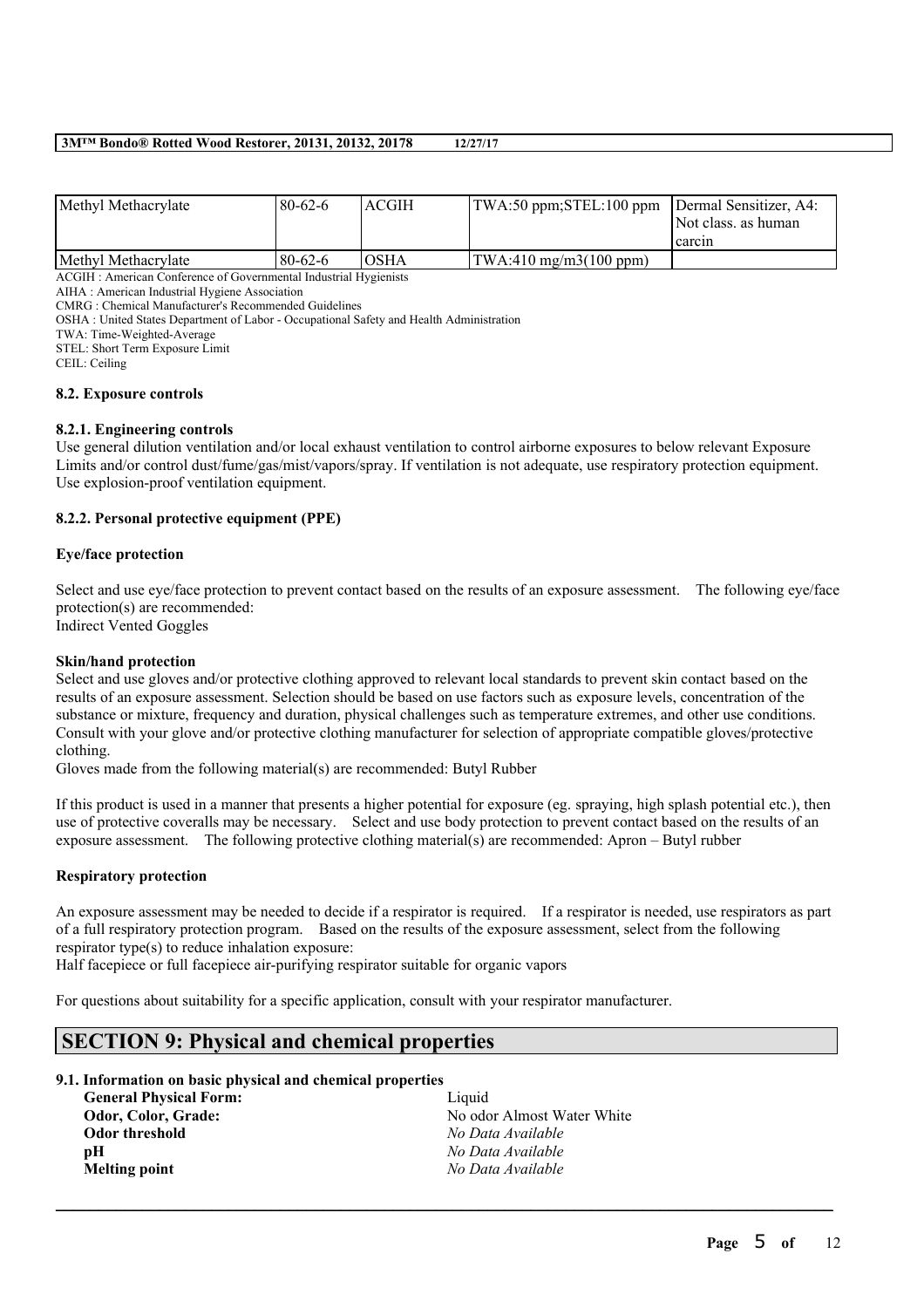| Methyl Methacrylate | 80-62-6 | ACGIH | TWA:50 ppm;STEL:100 ppm | Dermal Sensitizer, A4: Not class. as human carcin |
|---|---|---|---|---|
| Methyl Methacrylate | 80-62-6 | OSHA | TWA:410 mg/m3(100 ppm) | |

ACGIH : American Conference of Governmental Industrial Hygienists
AIHA : American Industrial Hygiene Association
CMRG : Chemical Manufacturer's Recommended Guidelines
OSHA : United States Department of Labor - Occupational Safety and Health Administration
TWA: Time-Weighted-Average
STEL: Short Term Exposure Limit
CEIL: Ceiling

### 8.2. Exposure controls

#### 8.2.1. Engineering controls

Use general dilution ventilation and/or local exhaust ventilation to control airborne exposures to below relevant Exposure Limits and/or control dust/fume/gas/mist/vapors/spray. If ventilation is not adequate, use respiratory protection equipment. Use explosion-proof ventilation equipment.

#### 8.2.2. Personal protective equipment (PPE)

**Eye/face protection**

Select and use eye/face protection to prevent contact based on the results of an exposure assessment. The following eye/face protection(s) are recommended:
Indirect Vented Goggles

**Skin/hand protection**

Select and use gloves and/or protective clothing approved to relevant local standards to prevent skin contact based on the results of an exposure assessment. Selection should be based on use factors such as exposure levels, concentration of the substance or mixture, frequency and duration, physical challenges such as temperature extremes, and other use conditions. Consult with your glove and/or protective clothing manufacturer for selection of appropriate compatible gloves/protective clothing.
Gloves made from the following material(s) are recommended: Butyl Rubber

If this product is used in a manner that presents a higher potential for exposure (eg. spraying, high splash potential etc.), then use of protective coveralls may be necessary. Select and use body protection to prevent contact based on the results of an exposure assessment. The following protective clothing material(s) are recommended: Apron – Butyl rubber

**Respiratory protection**

An exposure assessment may be needed to decide if a respirator is required. If a respirator is needed, use respirators as part of a full respiratory protection program. Based on the results of the exposure assessment, select from the following respirator type(s) to reduce inhalation exposure:
Half facepiece or full facepiece air-purifying respirator suitable for organic vapors

For questions about suitability for a specific application, consult with your respirator manufacturer.

## SECTION 9: Physical and chemical properties

### 9.1. Information on basic physical and chemical properties

| | |
|---|---|
| **General Physical Form:** | Liquid |
| **Odor, Color, Grade:** | No odor Almost Water White |
| **Odor threshold** | *No Data Available* |
| **pH** | *No Data Available* |
| **Melting point** | *No Data Available* |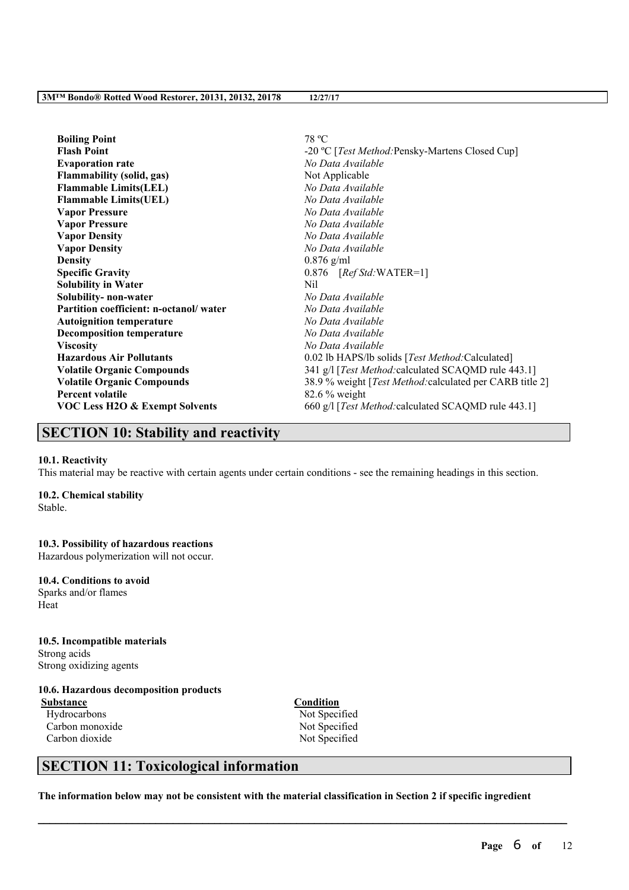| | |
|---|---|
| **Boiling Point** | 78 ºC |
| **Flash Point** | -20 ºC [*Test Method:*Pensky-Martens Closed Cup] |
| **Evaporation rate** | *No Data Available* |
| **Flammability (solid, gas)** | Not Applicable |
| **Flammable Limits(LEL)** | *No Data Available* |
| **Flammable Limits(UEL)** | *No Data Available* |
| **Vapor Pressure** | *No Data Available* |
| **Vapor Pressure** | *No Data Available* |
| **Vapor Density** | *No Data Available* |
| **Vapor Density** | *No Data Available* |
| **Density** | 0.876 g/ml |
| **Specific Gravity** | 0.876 [*Ref Std:*WATER=1] |
| **Solubility in Water** | Nil |
| **Solubility- non-water** | *No Data Available* |
| **Partition coefficient: n-octanol/ water** | *No Data Available* |
| **Autoignition temperature** | *No Data Available* |
| **Decomposition temperature** | *No Data Available* |
| **Viscosity** | *No Data Available* |
| **Hazardous Air Pollutants** | 0.02 lb HAPS/lb solids [*Test Method:*Calculated] |
| **Volatile Organic Compounds** | 341 g/l [*Test Method:*calculated SCAQMD rule 443.1] |
| **Volatile Organic Compounds** | 38.9 % weight [*Test Method:*calculated per CARB title 2] |
| **Percent volatile** | 82.6 % weight |
| **VOC Less H2O & Exempt Solvents** | 660 g/l [*Test Method:*calculated SCAQMD rule 443.1] |

## SECTION 10: Stability and reactivity

**10.1. Reactivity**

This material may be reactive with certain agents under certain conditions - see the remaining headings in this section.

**10.2. Chemical stability**

Stable.

**10.3. Possibility of hazardous reactions**

Hazardous polymerization will not occur.

**10.4. Conditions to avoid**

Sparks and/or flames

Heat

**10.5. Incompatible materials**

Strong acids

Strong oxidizing agents

**10.6. Hazardous decomposition products**

| Substance | Condition |
|---|---|
| Hydrocarbons | Not Specified |
| Carbon monoxide | Not Specified |
| Carbon dioxide | Not Specified |

## SECTION 11: Toxicological information

**The information below may not be consistent with the material classification in Section 2 if specific ingredient**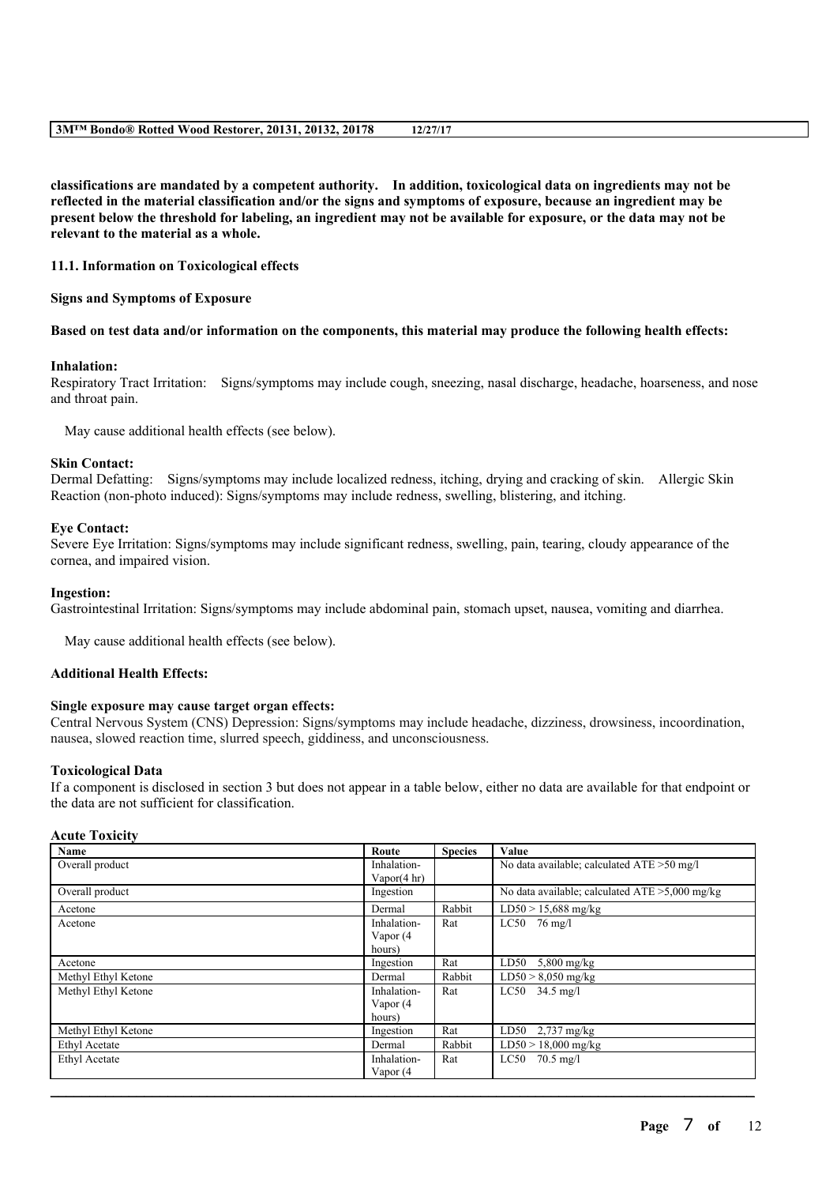**classifications are mandated by a competent authority. In addition, toxicological data on ingredients may not be reflected in the material classification and/or the signs and symptoms of exposure, because an ingredient may be present below the threshold for labeling, an ingredient may not be available for exposure, or the data may not be relevant to the material as a whole.**

### 11.1. Information on Toxicological effects

**Signs and Symptoms of Exposure**

**Based on test data and/or information on the components, this material may produce the following health effects:**

**Inhalation:**
Respiratory Tract Irritation: Signs/symptoms may include cough, sneezing, nasal discharge, headache, hoarseness, and nose and throat pain.

May cause additional health effects (see below).

**Skin Contact:**
Dermal Defatting: Signs/symptoms may include localized redness, itching, drying and cracking of skin. Allergic Skin Reaction (non-photo induced): Signs/symptoms may include redness, swelling, blistering, and itching.

**Eye Contact:**
Severe Eye Irritation: Signs/symptoms may include significant redness, swelling, pain, tearing, cloudy appearance of the cornea, and impaired vision.

**Ingestion:**
Gastrointestinal Irritation: Signs/symptoms may include abdominal pain, stomach upset, nausea, vomiting and diarrhea.

May cause additional health effects (see below).

**Additional Health Effects:**

**Single exposure may cause target organ effects:**
Central Nervous System (CNS) Depression: Signs/symptoms may include headache, dizziness, drowsiness, incoordination, nausea, slowed reaction time, slurred speech, giddiness, and unconsciousness.

**Toxicological Data**
If a component is disclosed in section 3 but does not appear in a table below, either no data are available for that endpoint or the data are not sufficient for classification.

**Acute Toxicity**

| Name | Route | Species | Value |
|---|---|---|---|
| Overall product | Inhalation-Vapor(4 hr) | | No data available; calculated ATE >50 mg/l |
| Overall product | Ingestion | | No data available; calculated ATE >5,000 mg/kg |
| Acetone | Dermal | Rabbit | LD50 > 15,688 mg/kg |
| Acetone | Inhalation-Vapor (4 hours) | Rat | LC50 76 mg/l |
| Acetone | Ingestion | Rat | LD50 5,800 mg/kg |
| Methyl Ethyl Ketone | Dermal | Rabbit | LD50 > 8,050 mg/kg |
| Methyl Ethyl Ketone | Inhalation-Vapor (4 hours) | Rat | LC50 34.5 mg/l |
| Methyl Ethyl Ketone | Ingestion | Rat | LD50 2,737 mg/kg |
| Ethyl Acetate | Dermal | Rabbit | LD50 > 18,000 mg/kg |
| Ethyl Acetate | Inhalation-Vapor (4 | Rat | LC50 70.5 mg/l |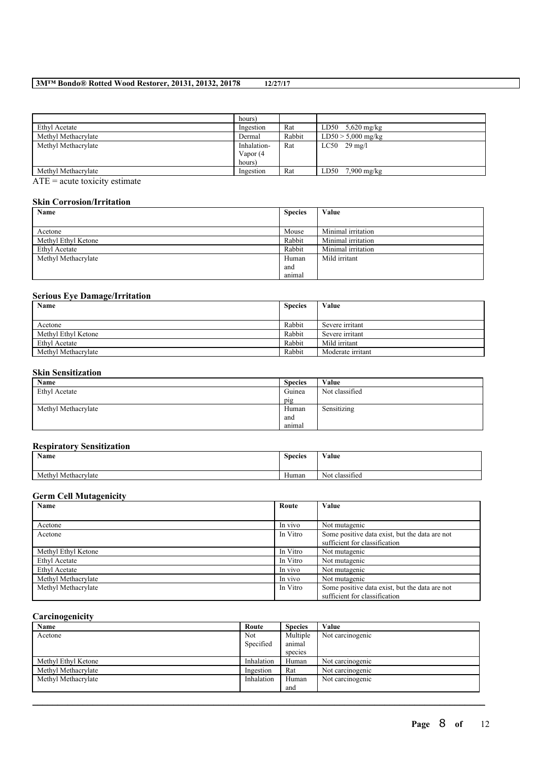| | hours) | | |
|---|---|---|---|
| Ethyl Acetate | Ingestion | Rat | LD50 5,620 mg/kg |
| Methyl Methacrylate | Dermal | Rabbit | LD50 > 5,000 mg/kg |
| Methyl Methacrylate | Inhalation-Vapor (4 hours) | Rat | LC50 29 mg/l |
| Methyl Methacrylate | Ingestion | Rat | LD50 7,900 mg/kg |

ATE = acute toxicity estimate

### Skin Corrosion/Irritation

| Name | Species | Value |
|---|---|---|
| Acetone | Mouse | Minimal irritation |
| Methyl Ethyl Ketone | Rabbit | Minimal irritation |
| Ethyl Acetate | Rabbit | Minimal irritation |
| Methyl Methacrylate | Human and animal | Mild irritant |

### Serious Eye Damage/Irritation

| Name | Species | Value |
|---|---|---|
| Acetone | Rabbit | Severe irritant |
| Methyl Ethyl Ketone | Rabbit | Severe irritant |
| Ethyl Acetate | Rabbit | Mild irritant |
| Methyl Methacrylate | Rabbit | Moderate irritant |

### Skin Sensitization

| Name | Species | Value |
|---|---|---|
| Ethyl Acetate | Guinea pig | Not classified |
| Methyl Methacrylate | Human and animal | Sensitizing |

### Respiratory Sensitization

| Name | Species | Value |
|---|---|---|
| Methyl Methacrylate | Human | Not classified |

### Germ Cell Mutagenicity

| Name | Route | Value |
|---|---|---|
| Acetone | In vivo | Not mutagenic |
| Acetone | In Vitro | Some positive data exist, but the data are not sufficient for classification |
| Methyl Ethyl Ketone | In Vitro | Not mutagenic |
| Ethyl Acetate | In Vitro | Not mutagenic |
| Ethyl Acetate | In vivo | Not mutagenic |
| Methyl Methacrylate | In vivo | Not mutagenic |
| Methyl Methacrylate | In Vitro | Some positive data exist, but the data are not sufficient for classification |

### Carcinogenicity

| Name | Route | Species | Value |
|---|---|---|---|
| Acetone | Not Specified | Multiple animal species | Not carcinogenic |
| Methyl Ethyl Ketone | Inhalation | Human | Not carcinogenic |
| Methyl Methacrylate | Ingestion | Rat | Not carcinogenic |
| Methyl Methacrylate | Inhalation | Human and | Not carcinogenic |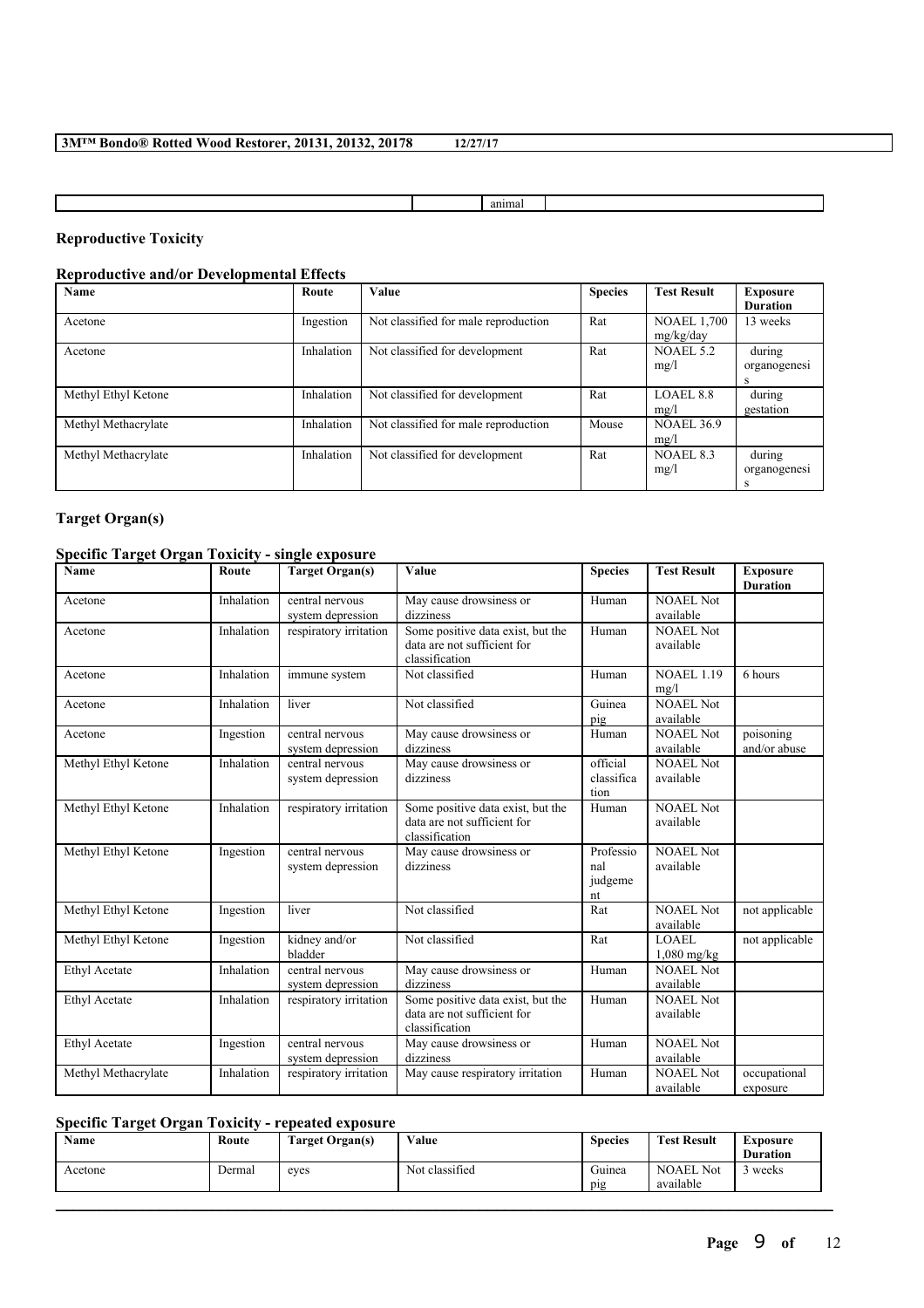| | | animal | |
|---|---|---|---|

## Reproductive Toxicity

### Reproductive and/or Developmental Effects

| Name | Route | Value | Species | Test Result | Exposure Duration |
|---|---|---|---|---|---|
| Acetone | Ingestion | Not classified for male reproduction | Rat | NOAEL 1,700 mg/kg/day | 13 weeks |
| Acetone | Inhalation | Not classified for development | Rat | NOAEL 5.2 mg/l | during organogenesis |
| Methyl Ethyl Ketone | Inhalation | Not classified for development | Rat | LOAEL 8.8 mg/l | during gestation |
| Methyl Methacrylate | Inhalation | Not classified for male reproduction | Mouse | NOAEL 36.9 mg/l | |
| Methyl Methacrylate | Inhalation | Not classified for development | Rat | NOAEL 8.3 mg/l | during organogenesis |

## Target Organ(s)

### Specific Target Organ Toxicity - single exposure

| Name | Route | Target Organ(s) | Value | Species | Test Result | Exposure Duration |
|---|---|---|---|---|---|---|
| Acetone | Inhalation | central nervous system depression | May cause drowsiness or dizziness | Human | NOAEL Not available | |
| Acetone | Inhalation | respiratory irritation | Some positive data exist, but the data are not sufficient for classification | Human | NOAEL Not available | |
| Acetone | Inhalation | immune system | Not classified | Human | NOAEL 1.19 mg/l | 6 hours |
| Acetone | Inhalation | liver | Not classified | Guinea pig | NOAEL Not available | |
| Acetone | Ingestion | central nervous system depression | May cause drowsiness or dizziness | Human | NOAEL Not available | poisoning and/or abuse |
| Methyl Ethyl Ketone | Inhalation | central nervous system depression | May cause drowsiness or dizziness | official classification | NOAEL Not available | |
| Methyl Ethyl Ketone | Inhalation | respiratory irritation | Some positive data exist, but the data are not sufficient for classification | Human | NOAEL Not available | |
| Methyl Ethyl Ketone | Ingestion | central nervous system depression | May cause drowsiness or dizziness | Professional judgement | NOAEL Not available | |
| Methyl Ethyl Ketone | Ingestion | liver | Not classified | Rat | NOAEL Not available | not applicable |
| Methyl Ethyl Ketone | Ingestion | kidney and/or bladder | Not classified | Rat | LOAEL 1,080 mg/kg | not applicable |
| Ethyl Acetate | Inhalation | central nervous system depression | May cause drowsiness or dizziness | Human | NOAEL Not available | |
| Ethyl Acetate | Inhalation | respiratory irritation | Some positive data exist, but the data are not sufficient for classification | Human | NOAEL Not available | |
| Ethyl Acetate | Ingestion | central nervous system depression | May cause drowsiness or dizziness | Human | NOAEL Not available | |
| Methyl Methacrylate | Inhalation | respiratory irritation | May cause respiratory irritation | Human | NOAEL Not available | occupational exposure |

### Specific Target Organ Toxicity - repeated exposure

| Name | Route | Target Organ(s) | Value | Species | Test Result | Exposure Duration |
|---|---|---|---|---|---|---|
| Acetone | Dermal | eyes | Not classified | Guinea pig | NOAEL Not available | 3 weeks |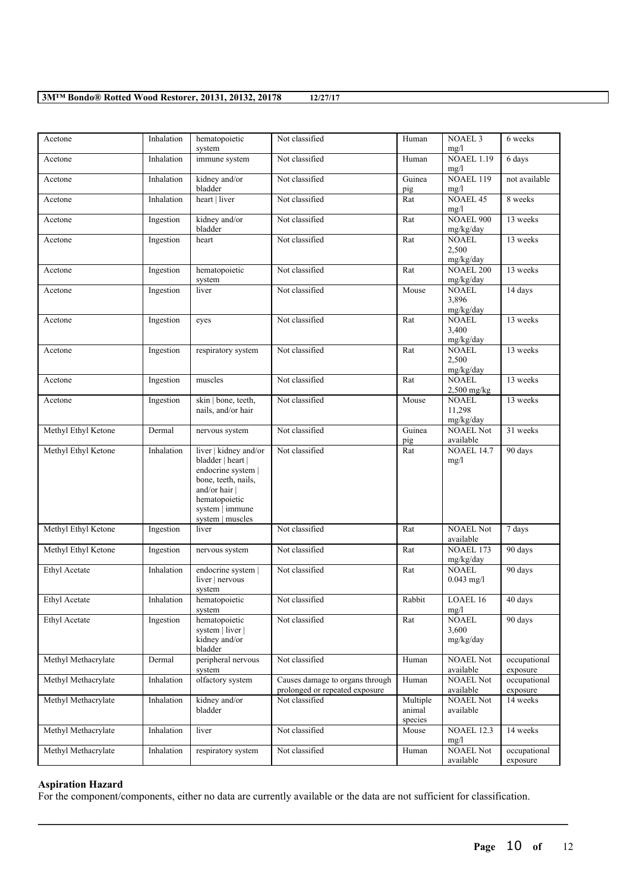| Acetone | Inhalation | hematopoietic system | Not classified | Human | NOAEL 3 mg/l | 6 weeks |
|---|---|---|---|---|---|---|
| Acetone | Inhalation | immune system | Not classified | Human | NOAEL 1.19 mg/l | 6 days |
| Acetone | Inhalation | kidney and/or bladder | Not classified | Guinea pig | NOAEL 119 mg/l | not available |
| Acetone | Inhalation | heart \| liver | Not classified | Rat | NOAEL 45 mg/l | 8 weeks |
| Acetone | Ingestion | kidney and/or bladder | Not classified | Rat | NOAEL 900 mg/kg/day | 13 weeks |
| Acetone | Ingestion | heart | Not classified | Rat | NOAEL 2,500 mg/kg/day | 13 weeks |
| Acetone | Ingestion | hematopoietic system | Not classified | Rat | NOAEL 200 mg/kg/day | 13 weeks |
| Acetone | Ingestion | liver | Not classified | Mouse | NOAEL 3,896 mg/kg/day | 14 days |
| Acetone | Ingestion | eyes | Not classified | Rat | NOAEL 3,400 mg/kg/day | 13 weeks |
| Acetone | Ingestion | respiratory system | Not classified | Rat | NOAEL 2,500 mg/kg/day | 13 weeks |
| Acetone | Ingestion | muscles | Not classified | Rat | NOAEL 2,500 mg/kg | 13 weeks |
| Acetone | Ingestion | skin \| bone, teeth, nails, and/or hair | Not classified | Mouse | NOAEL 11,298 mg/kg/day | 13 weeks |
| Methyl Ethyl Ketone | Dermal | nervous system | Not classified | Guinea pig | NOAEL Not available | 31 weeks |
| Methyl Ethyl Ketone | Inhalation | liver \| kidney and/or bladder \| heart \| endocrine system \| bone, teeth, nails, and/or hair \| hematopoietic system \| immune system \| muscles | Not classified | Rat | NOAEL 14.7 mg/l | 90 days |
| Methyl Ethyl Ketone | Ingestion | liver | Not classified | Rat | NOAEL Not available | 7 days |
| Methyl Ethyl Ketone | Ingestion | nervous system | Not classified | Rat | NOAEL 173 mg/kg/day | 90 days |
| Ethyl Acetate | Inhalation | endocrine system \| liver \| nervous system | Not classified | Rat | NOAEL 0.043 mg/l | 90 days |
| Ethyl Acetate | Inhalation | hematopoietic system | Not classified | Rabbit | LOAEL 16 mg/l | 40 days |
| Ethyl Acetate | Ingestion | hematopoietic system \| liver \| kidney and/or bladder | Not classified | Rat | NOAEL 3,600 mg/kg/day | 90 days |
| Methyl Methacrylate | Dermal | peripheral nervous system | Not classified | Human | NOAEL Not available | occupational exposure |
| Methyl Methacrylate | Inhalation | olfactory system | Causes damage to organs through prolonged or repeated exposure | Human | NOAEL Not available | occupational exposure |
| Methyl Methacrylate | Inhalation | kidney and/or bladder | Not classified | Multiple animal species | NOAEL Not available | 14 weeks |
| Methyl Methacrylate | Inhalation | liver | Not classified | Mouse | NOAEL 12.3 mg/l | 14 weeks |
| Methyl Methacrylate | Inhalation | respiratory system | Not classified | Human | NOAEL Not available | occupational exposure |

**Aspiration Hazard**

For the component/components, either no data are currently available or the data are not sufficient for classification.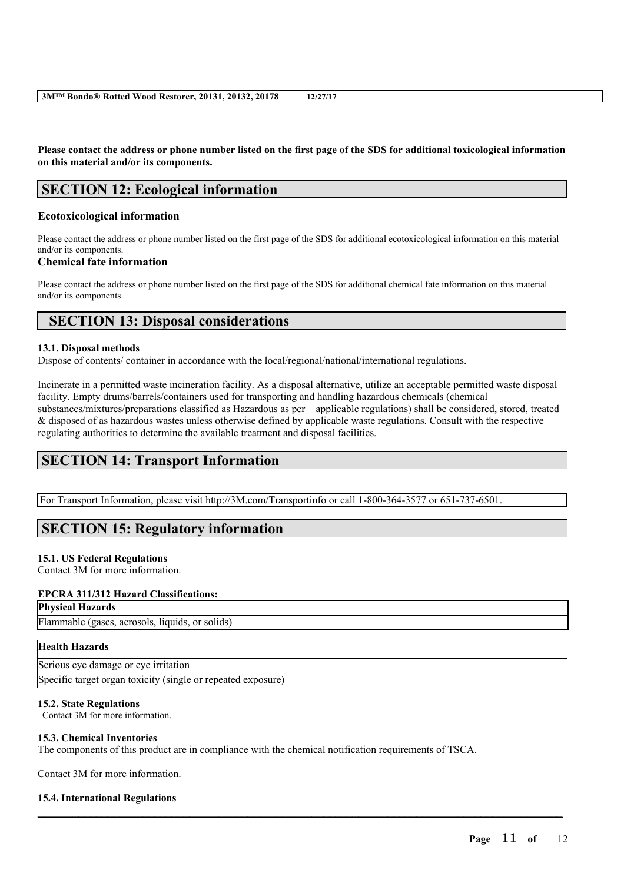**Please contact the address or phone number listed on the first page of the SDS for additional toxicological information on this material and/or its components.**

## SECTION 12: Ecological information

### Ecotoxicological information

Please contact the address or phone number listed on the first page of the SDS for additional ecotoxicological information on this material and/or its components.

### Chemical fate information

Please contact the address or phone number listed on the first page of the SDS for additional chemical fate information on this material and/or its components.

## SECTION 13: Disposal considerations

**13.1. Disposal methods**

Dispose of contents/ container in accordance with the local/regional/national/international regulations.

Incinerate in a permitted waste incineration facility. As a disposal alternative, utilize an acceptable permitted waste disposal facility. Empty drums/barrels/containers used for transporting and handling hazardous chemicals (chemical substances/mixtures/preparations classified as Hazardous as per applicable regulations) shall be considered, stored, treated & disposed of as hazardous wastes unless otherwise defined by applicable waste regulations. Consult with the respective regulating authorities to determine the available treatment and disposal facilities.

## SECTION 14: Transport Information

For Transport Information, please visit http://3M.com/Transportinfo or call 1-800-364-3577 or 651-737-6501.

## SECTION 15: Regulatory information

**15.1. US Federal Regulations**

Contact 3M for more information.

**EPCRA 311/312 Hazard Classifications:**

| Physical Hazards |
|---|
| Flammable (gases, aerosols, liquids, or solids) |

| Health Hazards |
|---|
| Serious eye damage or eye irritation |
| Specific target organ toxicity (single or repeated exposure) |

**15.2. State Regulations**

Contact 3M for more information.

**15.3. Chemical Inventories**

The components of this product are in compliance with the chemical notification requirements of TSCA.

Contact 3M for more information.

**15.4. International Regulations**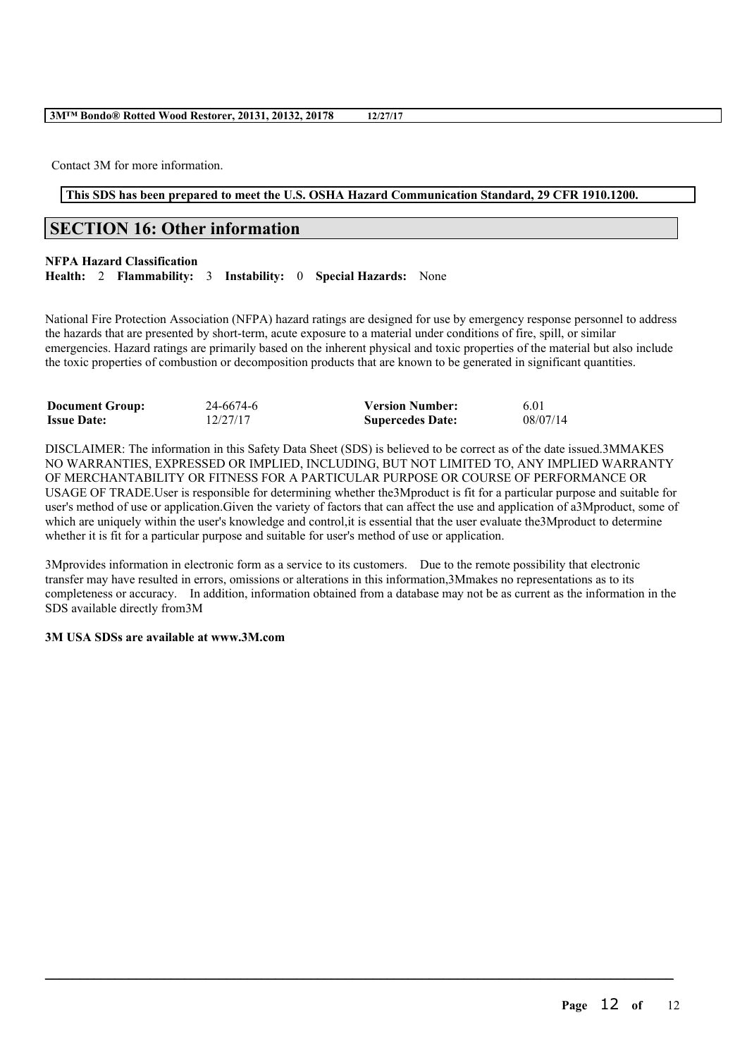Contact 3M for more information.

**This SDS has been prepared to meet the U.S. OSHA Hazard Communication Standard, 29 CFR 1910.1200.**

## SECTION 16: Other information

**NFPA Hazard Classification**
**Health:** 2 **Flammability:** 3 **Instability:** 0 **Special Hazards:** None

National Fire Protection Association (NFPA) hazard ratings are designed for use by emergency response personnel to address the hazards that are presented by short-term, acute exposure to a material under conditions of fire, spill, or similar emergencies. Hazard ratings are primarily based on the inherent physical and toxic properties of the material but also include the toxic properties of combustion or decomposition products that are known to be generated in significant quantities.

| | | | |
|---|---|---|---|
| **Document Group:** | 24-6674-6 | **Version Number:** | 6.01 |
| **Issue Date:** | 12/27/17 | **Supercedes Date:** | 08/07/14 |

DISCLAIMER: The information in this Safety Data Sheet (SDS) is believed to be correct as of the date issued.3MMAKES NO WARRANTIES, EXPRESSED OR IMPLIED, INCLUDING, BUT NOT LIMITED TO, ANY IMPLIED WARRANTY OF MERCHANTABILITY OR FITNESS FOR A PARTICULAR PURPOSE OR COURSE OF PERFORMANCE OR USAGE OF TRADE.User is responsible for determining whether the3Mproduct is fit for a particular purpose and suitable for user's method of use or application.Given the variety of factors that can affect the use and application of a3Mproduct, some of which are uniquely within the user's knowledge and control,it is essential that the user evaluate the3Mproduct to determine whether it is fit for a particular purpose and suitable for user's method of use or application.

3Mprovides information in electronic form as a service to its customers. Due to the remote possibility that electronic transfer may have resulted in errors, omissions or alterations in this information,3Mmakes no representations as to its completeness or accuracy. In addition, information obtained from a database may not be as current as the information in the SDS available directly from3M

**3M USA SDSs are available at www.3M.com**